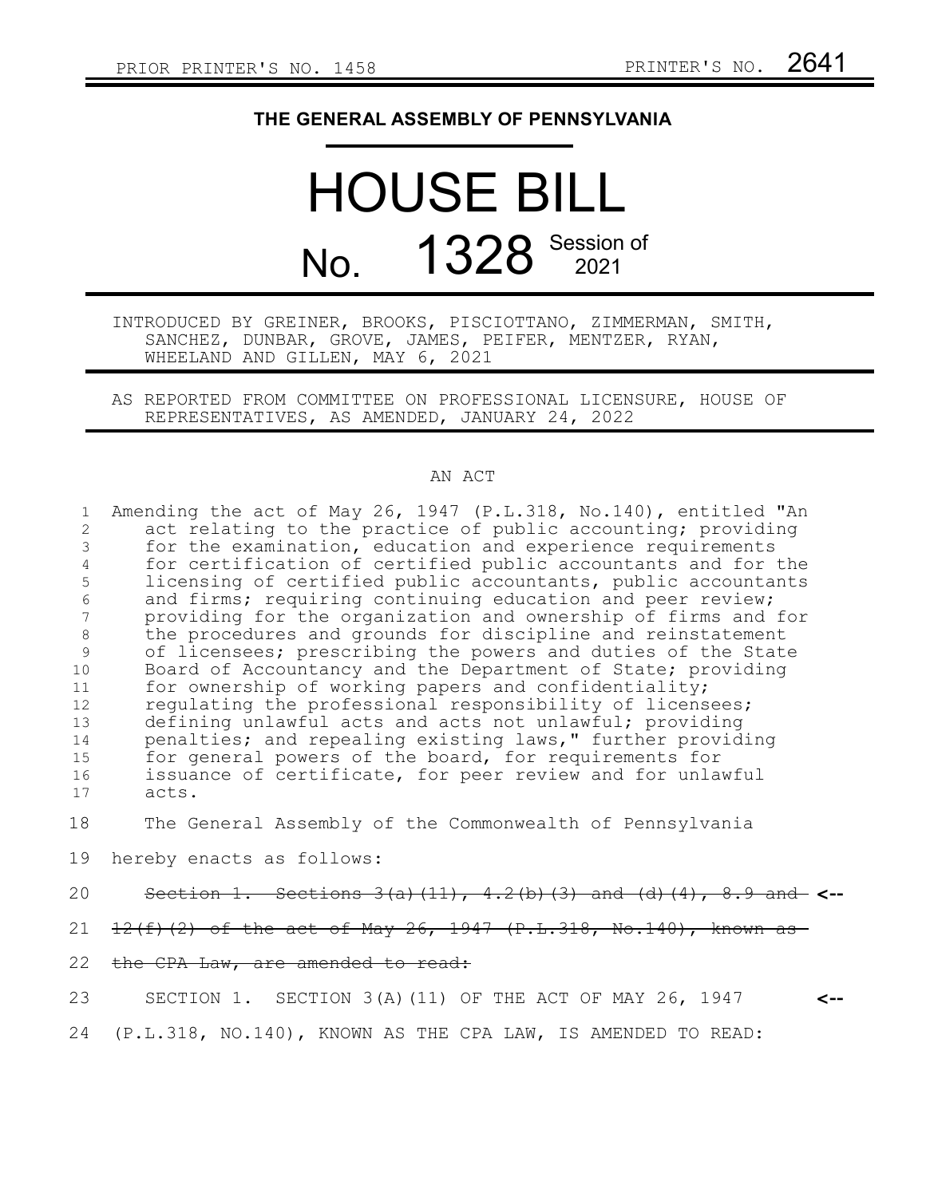PRIOR PRINTER'S NO. 1458 PRINTER'S NO. 2641

# THE GENERAL ASSEMBLY OF PENNSYLVANIA

# HOUSE BILL

## No. 1328 Session of 2021

INTRODUCED BY GREINER, BROOKS, PISCIOTTANO, ZIMMERMAN, SMITH, SANCHEZ, DUNBAR, GROVE, JAMES, PEIFER, MENTZER, RYAN, WHEELAND AND GILLEN, MAY 6, 2021

AS REPORTED FROM COMMITTEE ON PROFESSIONAL LICENSURE, HOUSE OF REPRESENTATIVES, AS AMENDED, JANUARY 24, 2022

AN ACT

Amending the act of May 26, 1947 (P.L.318, No.140), entitled "An act relating to the practice of public accounting; providing for the examination, education and experience requirements for certification of certified public accountants and for the licensing of certified public accountants, public accountants and firms; requiring continuing education and peer review; providing for the organization and ownership of firms and for the procedures and grounds for discipline and reinstatement of licensees; prescribing the powers and duties of the State Board of Accountancy and the Department of State; providing for ownership of working papers and confidentiality; regulating the professional responsibility of licensees; defining unlawful acts and acts not unlawful; providing penalties; and repealing existing laws," further providing for general powers of the board, for requirements for issuance of certificate, for peer review and for unlawful acts.

The General Assembly of the Commonwealth of Pennsylvania hereby enacts as follows:

~~Section 1. Sections 3(a)(11), 4.2(b)(3) and (d)(4), 8.9 and 12(f)(2) of the act of May 26, 1947 (P.L.318, No.140), known as the CPA Law, are amended to read:~~ <--

SECTION 1. SECTION 3(A)(11) OF THE ACT OF MAY 26, 1947 (P.L.318, NO.140), KNOWN AS THE CPA LAW, IS AMENDED TO READ: <--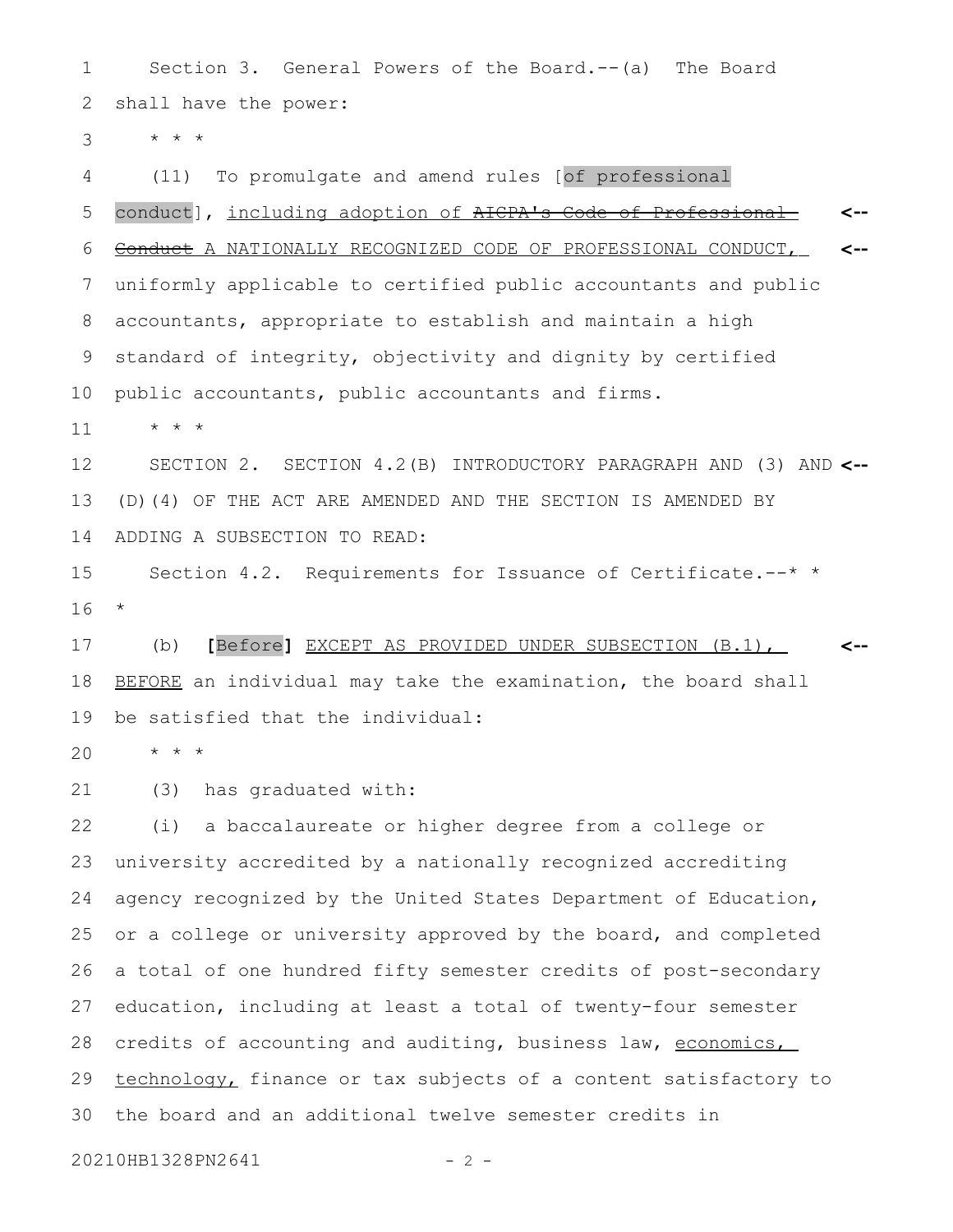Section 3. General Powers of the Board.--(a) The Board shall have the power:

* * *

(11) To promulgate and amend rules [of professional conduct], <u>including adoption of</u> ~~AICPA's Code of Professional Conduct~~ A NATIONALLY RECOGNIZED CODE OF PROFESSIONAL CONDUCT, uniformly applicable to certified public accountants and public accountants, appropriate to establish and maintain a high standard of integrity, objectivity and dignity by certified public accountants, public accountants and firms.

* * *

SECTION 2. SECTION 4.2(B) INTRODUCTORY PARAGRAPH AND (3) AND (D)(4) OF THE ACT ARE AMENDED AND THE SECTION IS AMENDED BY ADDING A SUBSECTION TO READ:

Section 4.2. Requirements for Issuance of Certificate.--* * *

(b) **[**Before**]** <u>EXCEPT AS PROVIDED UNDER SUBSECTION (B.1), BEFORE</u> an individual may take the examination, the board shall be satisfied that the individual:

* * *

(3) has graduated with:

(i) a baccalaureate or higher degree from a college or university accredited by a nationally recognized accrediting agency recognized by the United States Department of Education, or a college or university approved by the board, and completed a total of one hundred fifty semester credits of post-secondary education, including at least a total of twenty-four semester credits of accounting and auditing, business law, <u>economics, technology,</u> finance or tax subjects of a content satisfactory to the board and an additional twelve semester credits in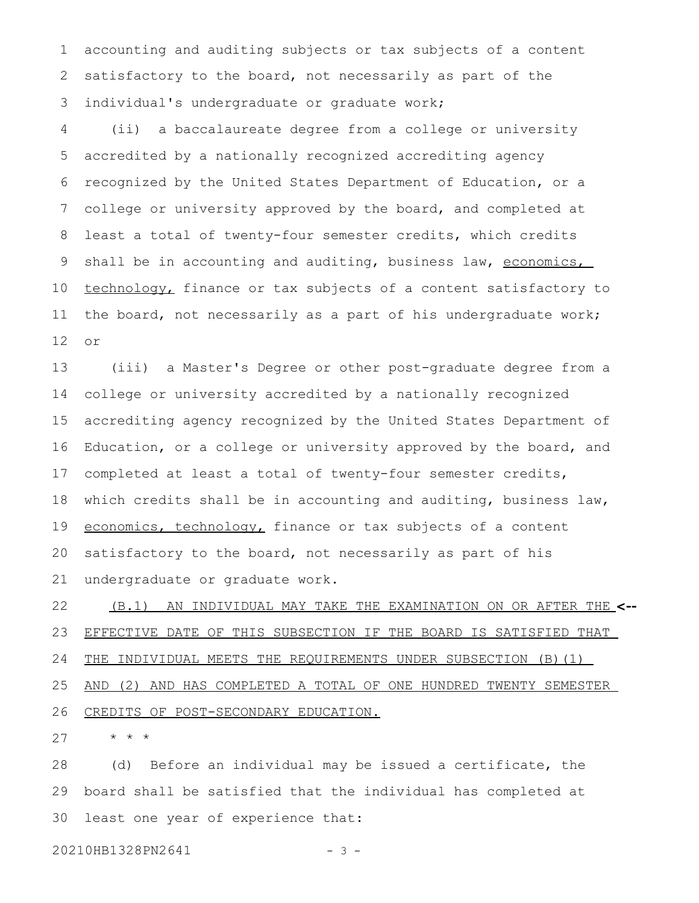accounting and auditing subjects or tax subjects of a content satisfactory to the board, not necessarily as part of the individual's undergraduate or graduate work;

(ii) a baccalaureate degree from a college or university accredited by a nationally recognized accrediting agency recognized by the United States Department of Education, or a college or university approved by the board, and completed at least a total of twenty-four semester credits, which credits shall be in accounting and auditing, business law, <u>economics, technology,</u> finance or tax subjects of a content satisfactory to the board, not necessarily as a part of his undergraduate work; or

(iii) a Master's Degree or other post-graduate degree from a college or university accredited by a nationally recognized accrediting agency recognized by the United States Department of Education, or a college or university approved by the board, and completed at least a total of twenty-four semester credits, which credits shall be in accounting and auditing, business law, <u>economics, technology,</u> finance or tax subjects of a content satisfactory to the board, not necessarily as part of his undergraduate or graduate work.

<u>(B.1) AN INDIVIDUAL MAY TAKE THE EXAMINATION ON OR AFTER THE EFFECTIVE DATE OF THIS SUBSECTION IF THE BOARD IS SATISFIED THAT THE INDIVIDUAL MEETS THE REQUIREMENTS UNDER SUBSECTION (B)(1) AND (2) AND HAS COMPLETED A TOTAL OF ONE HUNDRED TWENTY SEMESTER CREDITS OF POST-SECONDARY EDUCATION.</u> **<--**

* * *

(d) Before an individual may be issued a certificate, the board shall be satisfied that the individual has completed at least one year of experience that: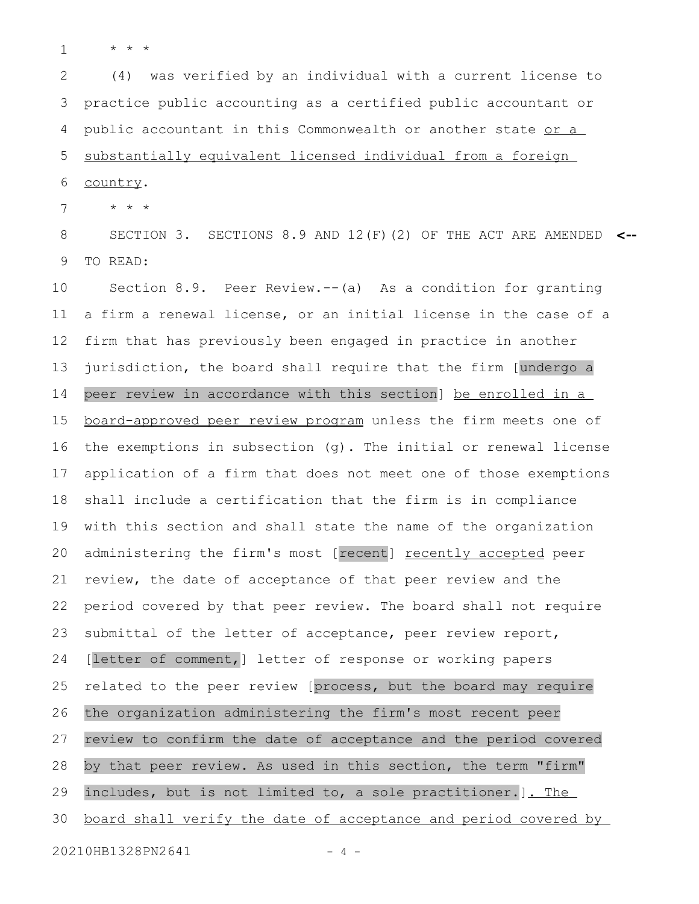\* \* \*

(4) was verified by an individual with a current license to practice public accounting as a certified public accountant or public accountant in this Commonwealth or another state <u>or a substantially equivalent licensed individual from a foreign country</u>.

\* \* \*

SECTION 3. SECTIONS 8.9 AND 12(F)(2) OF THE ACT ARE AMENDED TO READ:

Section 8.9. Peer Review.--(a) As a condition for granting a firm a renewal license, or an initial license in the case of a firm that has previously been engaged in practice in another jurisdiction, the board shall require that the firm [undergo a peer review in accordance with this section] <u>be enrolled in a board-approved peer review program</u> unless the firm meets one of the exemptions in subsection (g). The initial or renewal license application of a firm that does not meet one of those exemptions shall include a certification that the firm is in compliance with this section and shall state the name of the organization administering the firm's most [recent] <u>recently accepted</u> peer review, the date of acceptance of that peer review and the period covered by that peer review. The board shall not require submittal of the letter of acceptance, peer review report, [letter of comment,] letter of response or working papers related to the peer review [process, but the board may require the organization administering the firm's most recent peer review to confirm the date of acceptance and the period covered by that peer review. As used in this section, the term "firm" includes, but is not limited to, a sole practitioner.]<u>. The board shall verify the date of acceptance and period covered by</u>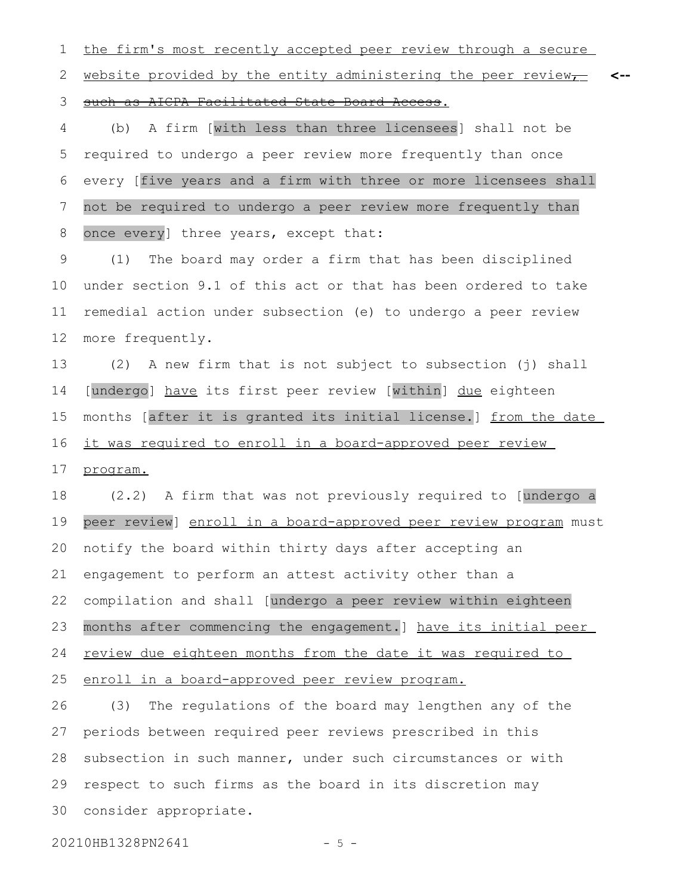the firm's most recently accepted peer review through a secure website provided by the entity administering the peer review, such as AICPA Facilitated State Board Access. <--

(b) A firm [with less than three licensees] shall not be required to undergo a peer review more frequently than once every [five years and a firm with three or more licensees shall not be required to undergo a peer review more frequently than once every] three years, except that:

(1) The board may order a firm that has been disciplined under section 9.1 of this act or that has been ordered to take remedial action under subsection (e) to undergo a peer review more frequently.

(2) A new firm that is not subject to subsection (j) shall [undergo] have its first peer review [within] due eighteen months [after it is granted its initial license.] from the date it was required to enroll in a board-approved peer review program.

(2.2) A firm that was not previously required to [undergo a peer review] enroll in a board-approved peer review program must notify the board within thirty days after accepting an engagement to perform an attest activity other than a compilation and shall [undergo a peer review within eighteen months after commencing the engagement.] have its initial peer review due eighteen months from the date it was required to enroll in a board-approved peer review program.

(3) The regulations of the board may lengthen any of the periods between required peer reviews prescribed in this subsection in such manner, under such circumstances or with respect to such firms as the board in its discretion may consider appropriate.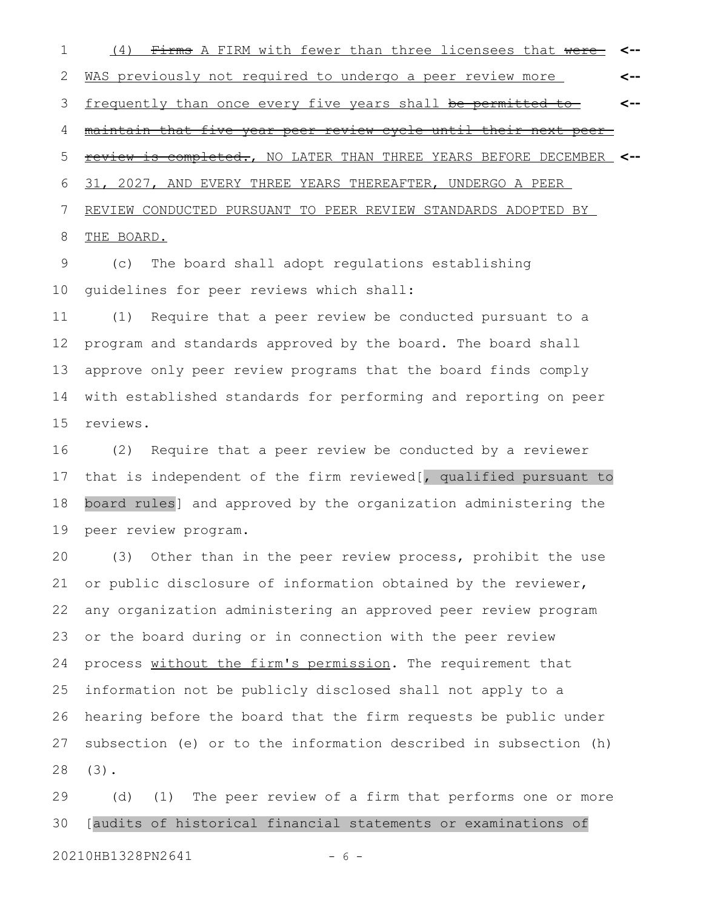(4) ~~Firms~~ A FIRM with fewer than three licensees that ~~were~~ WAS previously not required to undergo a peer review more frequently than once every five years shall ~~be permitted to maintain that five year peer review cycle until their next peer review is completed.~~, NO LATER THAN THREE YEARS BEFORE DECEMBER 31, 2027, AND EVERY THREE YEARS THEREAFTER, UNDERGO A PEER REVIEW CONDUCTED PURSUANT TO PEER REVIEW STANDARDS ADOPTED BY THE BOARD.

(c) The board shall adopt regulations establishing guidelines for peer reviews which shall:

(1) Require that a peer review be conducted pursuant to a program and standards approved by the board. The board shall approve only peer review programs that the board finds comply with established standards for performing and reporting on peer reviews.

(2) Require that a peer review be conducted by a reviewer that is independent of the firm reviewed[, qualified pursuant to board rules] and approved by the organization administering the peer review program.

(3) Other than in the peer review process, prohibit the use or public disclosure of information obtained by the reviewer, any organization administering an approved peer review program or the board during or in connection with the peer review process without the firm's permission. The requirement that information not be publicly disclosed shall not apply to a hearing before the board that the firm requests be public under subsection (e) or to the information described in subsection (h)(3).

(d) (1) The peer review of a firm that performs one or more [audits of historical financial statements or examinations of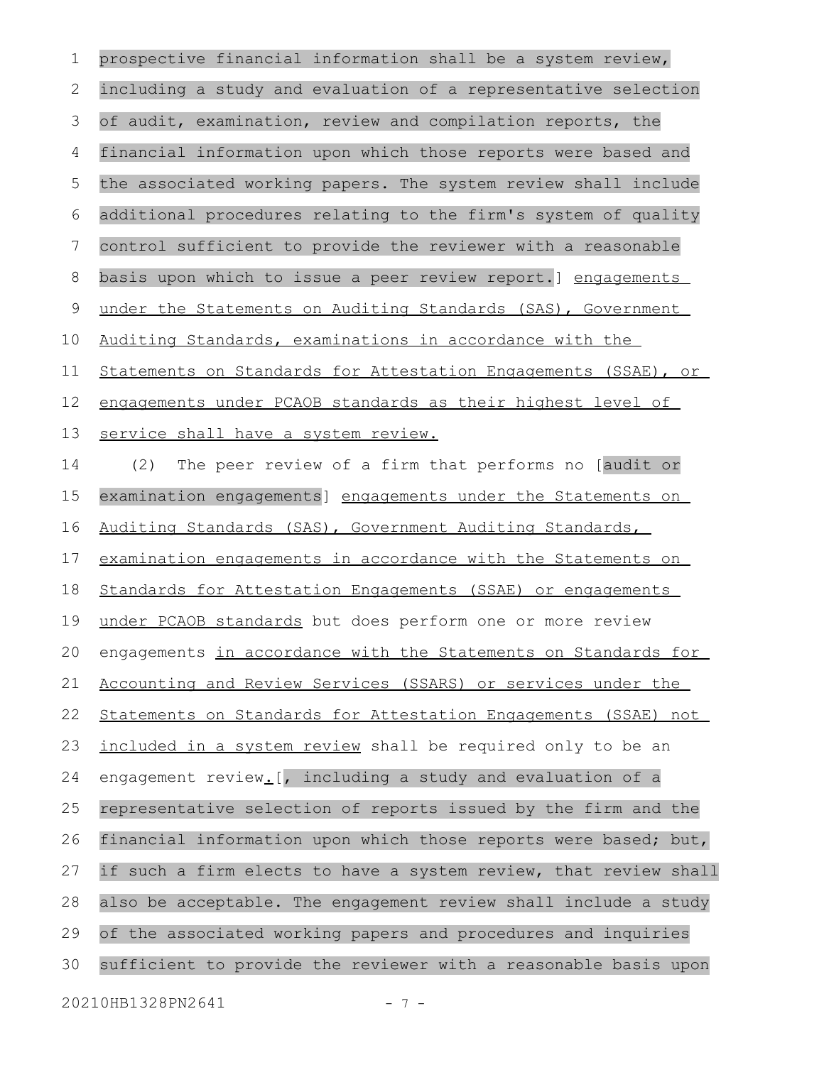prospective financial information shall be a system review, including a study and evaluation of a representative selection of audit, examination, review and compilation reports, the financial information upon which those reports were based and the associated working papers. The system review shall include additional procedures relating to the firm's system of quality control sufficient to provide the reviewer with a reasonable basis upon which to issue a peer review report.] engagements under the Statements on Auditing Standards (SAS), Government Auditing Standards, examinations in accordance with the Statements on Standards for Attestation Engagements (SSAE), or engagements under PCAOB standards as their highest level of service shall have a system review.

(2) The peer review of a firm that performs no [audit or examination engagements] engagements under the Statements on Auditing Standards (SAS), Government Auditing Standards, examination engagements in accordance with the Statements on Standards for Attestation Engagements (SSAE) or engagements under PCAOB standards but does perform one or more review engagements in accordance with the Statements on Standards for Accounting and Review Services (SSARS) or services under the Statements on Standards for Attestation Engagements (SSAE) not included in a system review shall be required only to be an engagement review.[, including a study and evaluation of a representative selection of reports issued by the firm and the financial information upon which those reports were based; but, if such a firm elects to have a system review, that review shall also be acceptable. The engagement review shall include a study of the associated working papers and procedures and inquiries sufficient to provide the reviewer with a reasonable basis upon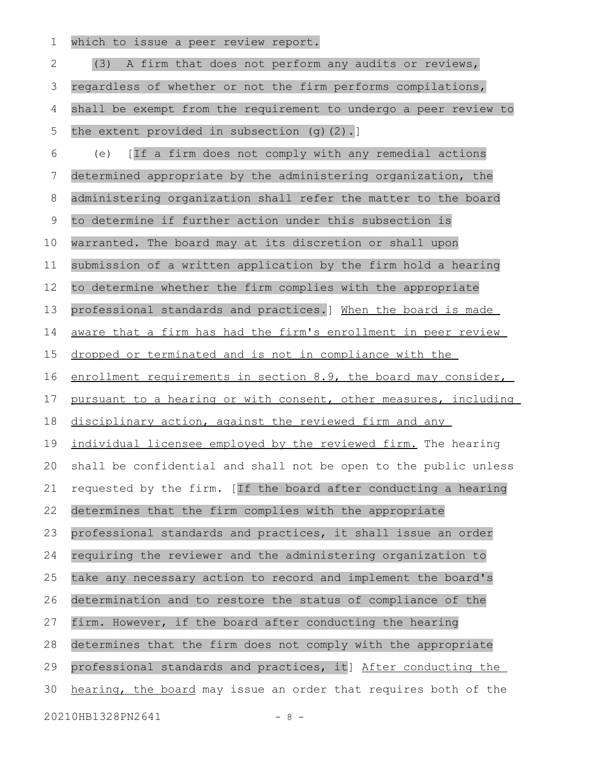which to issue a peer review report.

(3) A firm that does not perform any audits or reviews, regardless of whether or not the firm performs compilations, shall be exempt from the requirement to undergo a peer review to the extent provided in subsection (g)(2).]

(e) [If a firm does not comply with any remedial actions determined appropriate by the administering organization, the administering organization shall refer the matter to the board to determine if further action under this subsection is warranted. The board may at its discretion or shall upon submission of a written application by the firm hold a hearing to determine whether the firm complies with the appropriate professional standards and practices.] When the board is made aware that a firm has had the firm's enrollment in peer review dropped or terminated and is not in compliance with the enrollment requirements in section 8.9, the board may consider, pursuant to a hearing or with consent, other measures, including disciplinary action, against the reviewed firm and any individual licensee employed by the reviewed firm. The hearing shall be confidential and shall not be open to the public unless requested by the firm. [If the board after conducting a hearing determines that the firm complies with the appropriate professional standards and practices, it shall issue an order requiring the reviewer and the administering organization to take any necessary action to record and implement the board's determination and to restore the status of compliance of the firm. However, if the board after conducting the hearing determines that the firm does not comply with the appropriate professional standards and practices, it] After conducting the hearing, the board may issue an order that requires both of the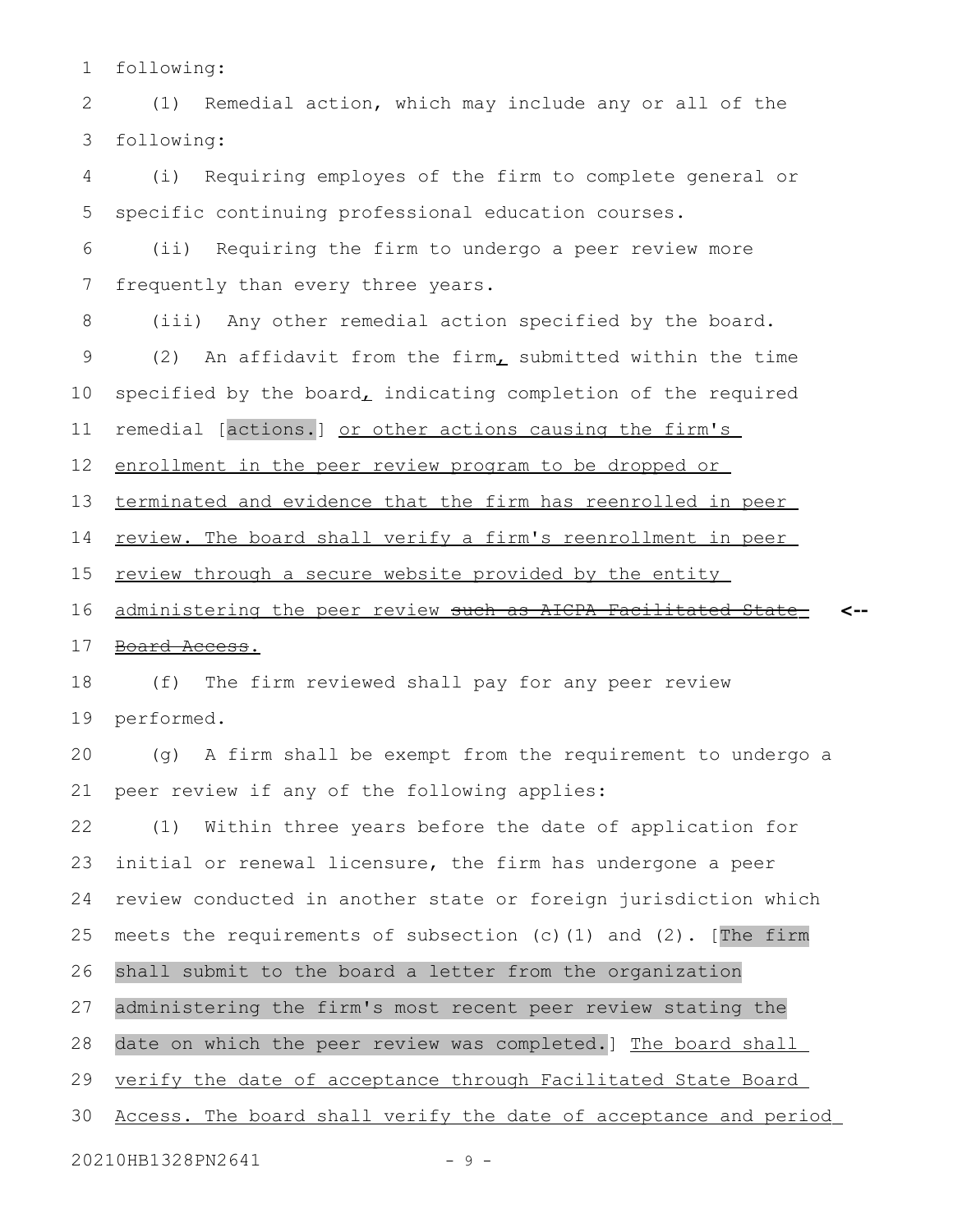following:

(1) Remedial action, which may include any or all of the following:

(i) Requiring employes of the firm to complete general or specific continuing professional education courses.

(ii) Requiring the firm to undergo a peer review more frequently than every three years.

(iii) Any other remedial action specified by the board.

(2) An affidavit from the firm, submitted within the time specified by the board, indicating completion of the required remedial [actions.] or other actions causing the firm's enrollment in the peer review program to be dropped or terminated and evidence that the firm has reenrolled in peer review. The board shall verify a firm's reenrollment in peer review through a secure website provided by the entity administering the peer review ~~such as AICPA Facilitated State Board Access.~~

(f) The firm reviewed shall pay for any peer review performed.

(g) A firm shall be exempt from the requirement to undergo a peer review if any of the following applies:

(1) Within three years before the date of application for initial or renewal licensure, the firm has undergone a peer review conducted in another state or foreign jurisdiction which meets the requirements of subsection (c)(1) and (2). [The firm shall submit to the board a letter from the organization administering the firm's most recent peer review stating the date on which the peer review was completed.] The board shall verify the date of acceptance through Facilitated State Board Access. The board shall verify the date of acceptance and period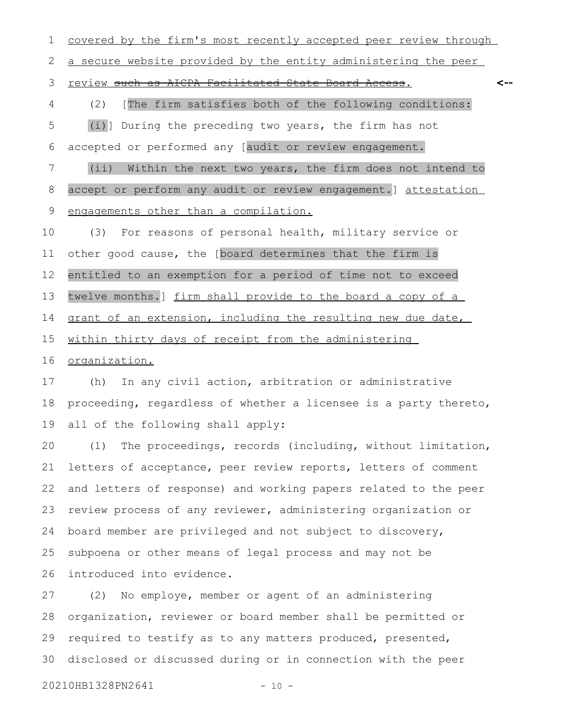covered by the firm's most recently accepted peer review through a secure website provided by the entity administering the peer review ~~such as AICPA Facilitated State Board Access~~. <--

(2) [The firm satisfies both of the following conditions:

(i)] During the preceding two years, the firm has not accepted or performed any [audit or review engagement.

(ii) Within the next two years, the firm does not intend to accept or perform any audit or review engagement.] attestation engagements other than a compilation.

(3) For reasons of personal health, military service or other good cause, the [board determines that the firm is entitled to an exemption for a period of time not to exceed twelve months.] firm shall provide to the board a copy of a grant of an extension, including the resulting new due date, within thirty days of receipt from the administering organization.

(h) In any civil action, arbitration or administrative proceeding, regardless of whether a licensee is a party thereto, all of the following shall apply:

(1) The proceedings, records (including, without limitation, letters of acceptance, peer review reports, letters of comment and letters of response) and working papers related to the peer review process of any reviewer, administering organization or board member are privileged and not subject to discovery, subpoena or other means of legal process and may not be introduced into evidence.

(2) No employe, member or agent of an administering organization, reviewer or board member shall be permitted or required to testify as to any matters produced, presented, disclosed or discussed during or in connection with the peer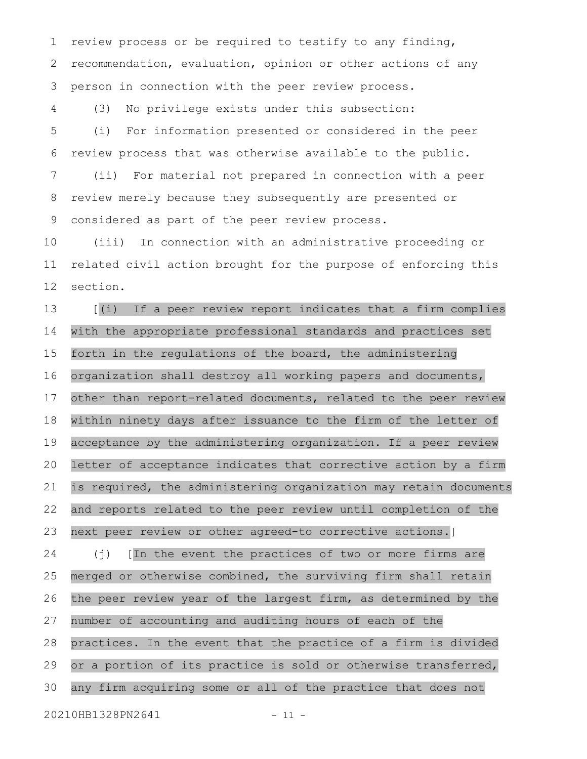review process or be required to testify to any finding, recommendation, evaluation, opinion or other actions of any person in connection with the peer review process.

(3) No privilege exists under this subsection:

(i) For information presented or considered in the peer review process that was otherwise available to the public.

(ii) For material not prepared in connection with a peer review merely because they subsequently are presented or considered as part of the peer review process.

(iii) In connection with an administrative proceeding or related civil action brought for the purpose of enforcing this section.

[(i) If a peer review report indicates that a firm complies with the appropriate professional standards and practices set forth in the regulations of the board, the administering organization shall destroy all working papers and documents, other than report-related documents, related to the peer review within ninety days after issuance to the firm of the letter of acceptance by the administering organization. If a peer review letter of acceptance indicates that corrective action by a firm is required, the administering organization may retain documents and reports related to the peer review until completion of the next peer review or other agreed-to corrective actions.]

(j) [In the event the practices of two or more firms are merged or otherwise combined, the surviving firm shall retain the peer review year of the largest firm, as determined by the number of accounting and auditing hours of each of the practices. In the event that the practice of a firm is divided or a portion of its practice is sold or otherwise transferred, any firm acquiring some or all of the practice that does not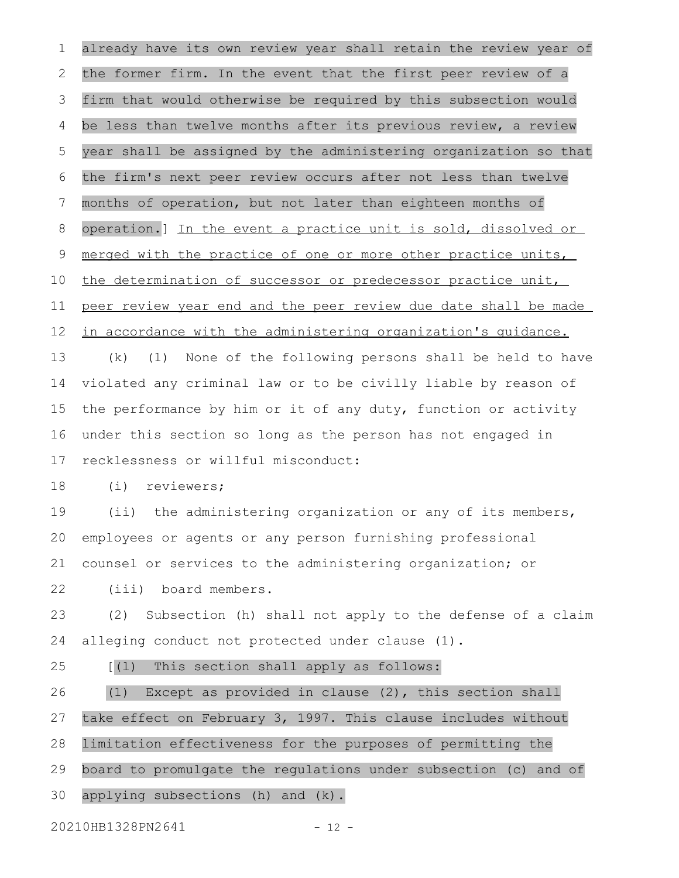already have its own review year shall retain the review year of the former firm. In the event that the first peer review of a firm that would otherwise be required by this subsection would be less than twelve months after its previous review, a review year shall be assigned by the administering organization so that the firm's next peer review occurs after not less than twelve months of operation, but not later than eighteen months of operation.] In the event a practice unit is sold, dissolved or merged with the practice of one or more other practice units, the determination of successor or predecessor practice unit, peer review year end and the peer review due date shall be made in accordance with the administering organization's guidance.

(k) (1) None of the following persons shall be held to have violated any criminal law or to be civilly liable by reason of the performance by him or it of any duty, function or activity under this section so long as the person has not engaged in recklessness or willful misconduct:

(i) reviewers;

(ii) the administering organization or any of its members, employees or agents or any person furnishing professional counsel or services to the administering organization; or

(iii) board members.

(2) Subsection (h) shall not apply to the defense of a claim alleging conduct not protected under clause (1).

[(l) This section shall apply as follows:

(1) Except as provided in clause (2), this section shall take effect on February 3, 1997. This clause includes without limitation effectiveness for the purposes of permitting the board to promulgate the regulations under subsection (c) and of applying subsections (h) and (k).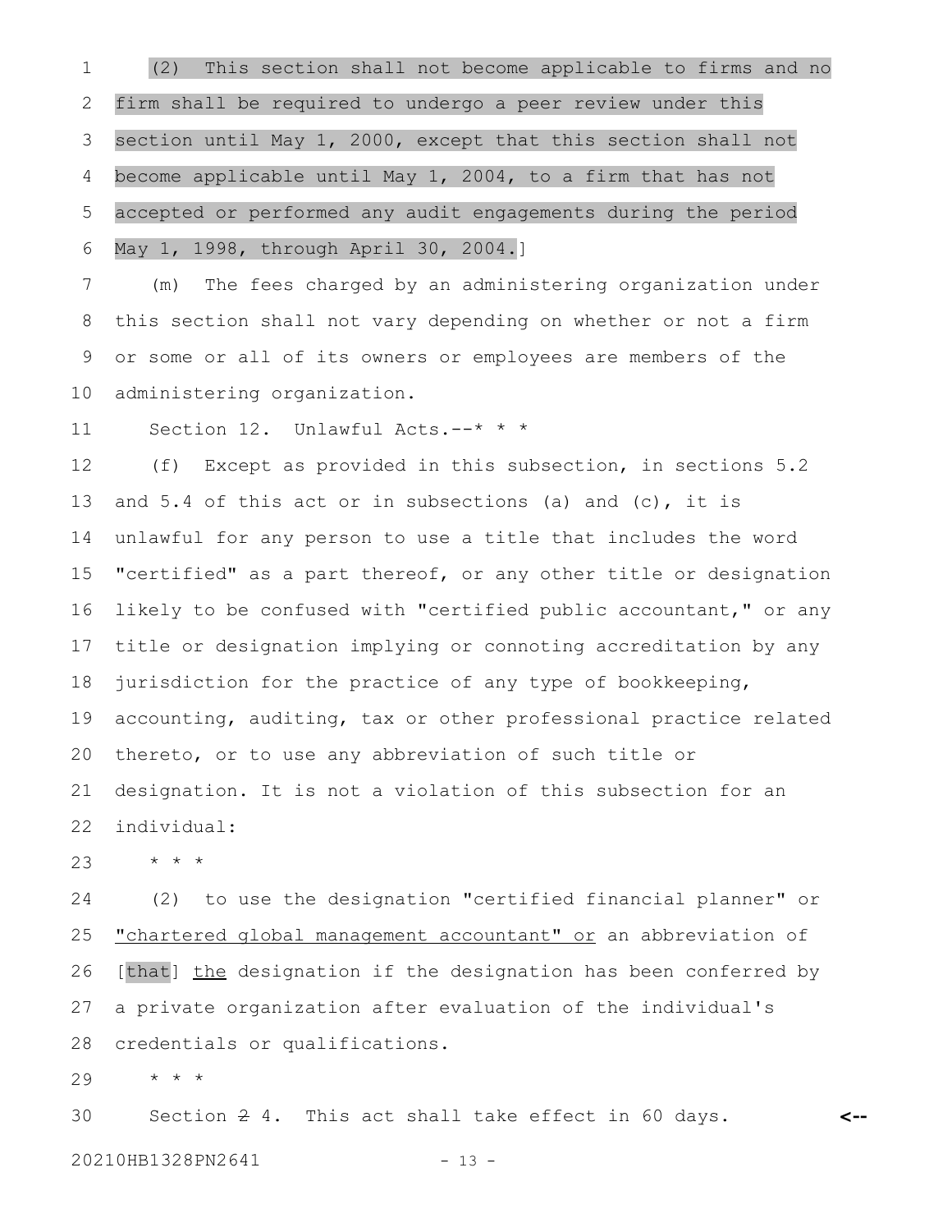(2) This section shall not become applicable to firms and no firm shall be required to undergo a peer review under this section until May 1, 2000, except that this section shall not become applicable until May 1, 2004, to a firm that has not accepted or performed any audit engagements during the period May 1, 1998, through April 30, 2004.]

(m) The fees charged by an administering organization under this section shall not vary depending on whether or not a firm or some or all of its owners or employees are members of the administering organization.

Section 12. Unlawful Acts.--* * *

(f) Except as provided in this subsection, in sections 5.2 and 5.4 of this act or in subsections (a) and (c), it is unlawful for any person to use a title that includes the word "certified" as a part thereof, or any other title or designation likely to be confused with "certified public accountant," or any title or designation implying or connoting accreditation by any jurisdiction for the practice of any type of bookkeeping, accounting, auditing, tax or other professional practice related thereto, or to use any abbreviation of such title or designation. It is not a violation of this subsection for an individual:

* * *

(2) to use the designation "certified financial planner" or <u>"chartered global management accountant" or</u> an abbreviation of [that] <u>the</u> designation if the designation has been conferred by a private organization after evaluation of the individual's credentials or qualifications.

* * *

Section ~~2~~ 4. This act shall take effect in 60 days.